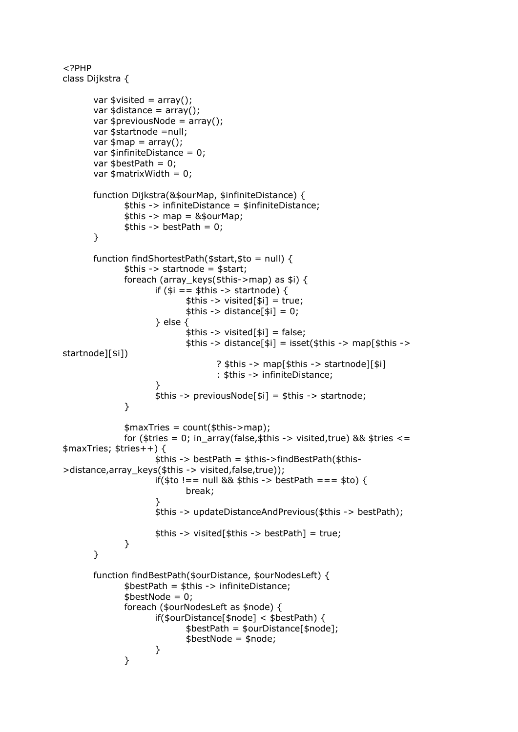```php
<?PHP
class Dijkstra {

        var $visited = array();
        var $distance = array();
        var $previousNode = array();
        var $startnode =null;
        var $map = array();
        var $infiniteDistance = 0;
        var $bestPath = 0;
        var $matrixWidth = 0;

        function Dijkstra(&$ourMap, $infiniteDistance) {
                $this -> infiniteDistance = $infiniteDistance;
                $this -> map = &$ourMap;
                $this -> bestPath = 0;
        }

        function findShortestPath($start,$to = null) {
                $this -> startnode = $start;
                foreach (array_keys($this->map) as $i) {
                        if ($i == $this -> startnode) {
                                $this -> visited[$i] = true;
                                $this -> distance[$i] = 0;
                        } else {
                                $this -> visited[$i] = false;
                                $this -> distance[$i] = isset($this -> map[$this ->
startnode][$i])
                                        ? $this -> map[$this -> startnode][$i]
                                        : $this -> infiniteDistance;
                        }
                        $this -> previousNode[$i] = $this -> startnode;
                }

                $maxTries = count($this->map);
                for ($tries = 0; in_array(false,$this -> visited,true) && $tries <=
$maxTries; $tries++) {
                        $this -> bestPath = $this->findBestPath($this-
>distance,array_keys($this -> visited,false,true));
                        if($to !== null && $this -> bestPath === $to) {
                                break;
                        }
                        $this -> updateDistanceAndPrevious($this -> bestPath);

                        $this -> visited[$this -> bestPath] = true;
                }
        }

        function findBestPath($ourDistance, $ourNodesLeft) {
                $bestPath = $this -> infiniteDistance;
                $bestNode = 0;
                foreach ($ourNodesLeft as $node) {
                        if($ourDistance[$node] < $bestPath) {
                                $bestPath = $ourDistance[$node];
                                $bestNode = $node;
                        }
                }
```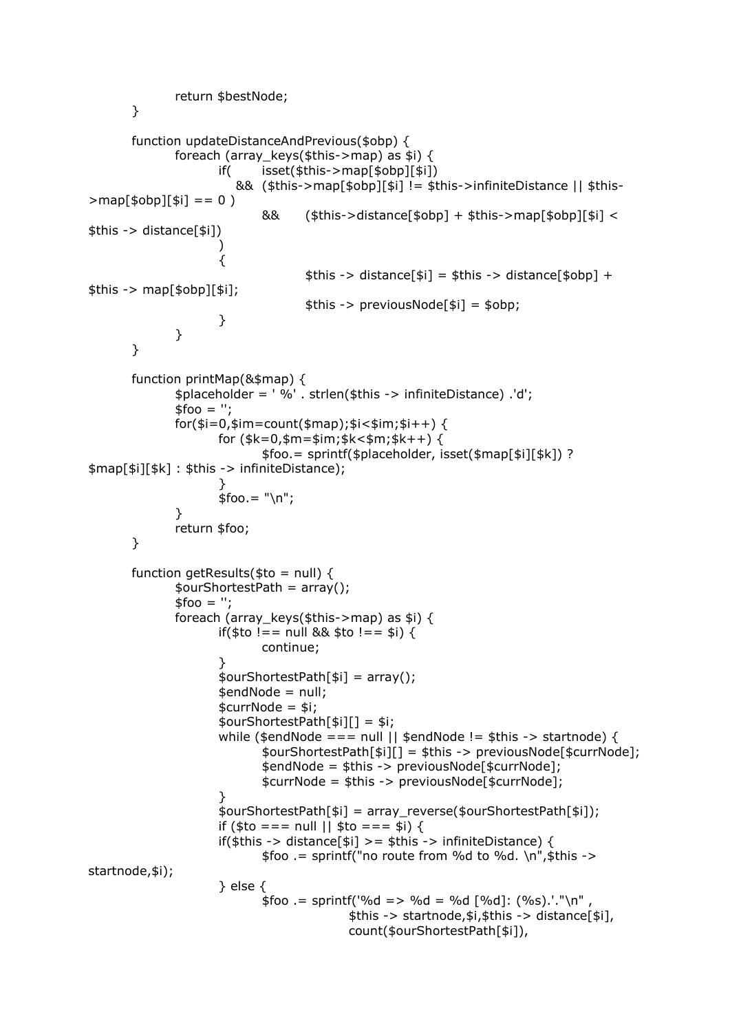```
		return $bestNode;
	}

	function updateDistanceAndPrevious($obp) {
		foreach (array_keys($this->map) as $i) {
			if(	isset($this->map[$obp][$i])
			   &&  ($this->map[$obp][$i] != $this->infiniteDistance || $this-
>map[$obp][$i] == 0 )
				&&	($this->distance[$obp] + $this->map[$obp][$i] <
$this -> distance[$i])
			)
			{
					$this -> distance[$i] = $this -> distance[$obp] +
$this -> map[$obp][$i];
					$this -> previousNode[$i] = $obp;
			}
		}
	}

	function printMap(&$map) {
		$placeholder = ' %' . strlen($this -> infiniteDistance) .'d';
		$foo = '';
		for($i=0,$im=count($map);$i<$im;$i++) {
			for ($k=0,$m=$im;$k<$m;$k++) {
				$foo.= sprintf($placeholder, isset($map[$i][$k]) ?
$map[$i][$k] : $this -> infiniteDistance);
			}
			$foo.= "\n";
		}
		return $foo;
	}

	function getResults($to = null) {
		$ourShortestPath = array();
		$foo = '';
		foreach (array_keys($this->map) as $i) {
			if($to !== null && $to !== $i) {
				continue;
			}
			$ourShortestPath[$i] = array();
			$endNode = null;
			$currNode = $i;
			$ourShortestPath[$i][] = $i;
			while ($endNode === null || $endNode != $this -> startnode) {
				$ourShortestPath[$i][] = $this -> previousNode[$currNode];
				$endNode = $this -> previousNode[$currNode];
				$currNode = $this -> previousNode[$currNode];
			}
			$ourShortestPath[$i] = array_reverse($ourShortestPath[$i]);
			if ($to === null || $to === $i) {
			if($this -> distance[$i] >= $this -> infiniteDistance) {
				$foo .= sprintf("no route from %d to %d. \n",$this ->
startnode,$i);
			} else {
				$foo .= sprintf('%d => %d = %d [%d]: (%s).'."\n" ,
						$this -> startnode,$i,$this -> distance[$i],
						count($ourShortestPath[$i]),
```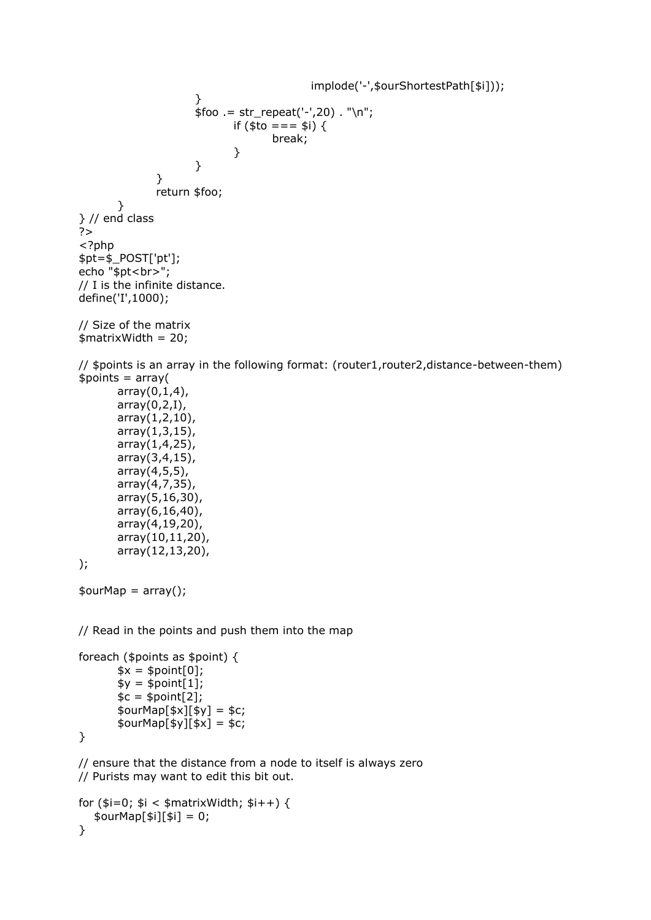```
                                                implode('-',$ourShortestPath[$i]));
                        }
                        $foo .= str_repeat('-',20) . "\n";
                                if ($to === $i) {
                                        break;
                                }
                        }
                }
                return $foo;
        }
} // end class
?>
<?php
$pt=$_POST['pt'];
echo "$pt<br>";
// I is the infinite distance.
define('I',1000);

// Size of the matrix
$matrixWidth = 20;

// $points is an array in the following format: (router1,router2,distance-between-them)
$points = array(
        array(0,1,4),
        array(0,2,I),
        array(1,2,10),
        array(1,3,15),
        array(1,4,25),
        array(3,4,15),
        array(4,5,5),
        array(4,7,35),
        array(5,16,30),
        array(6,16,40),
        array(4,19,20),
        array(10,11,20),
        array(12,13,20),
);

$ourMap = array();


// Read in the points and push them into the map

foreach ($points as $point) {
        $x = $point[0];
        $y = $point[1];
        $c = $point[2];
        $ourMap[$x][$y] = $c;
        $ourMap[$y][$x] = $c;
}

// ensure that the distance from a node to itself is always zero
// Purists may want to edit this bit out.

for ($i=0; $i < $matrixWidth; $i++) {
    $ourMap[$i][$i] = 0;
}
```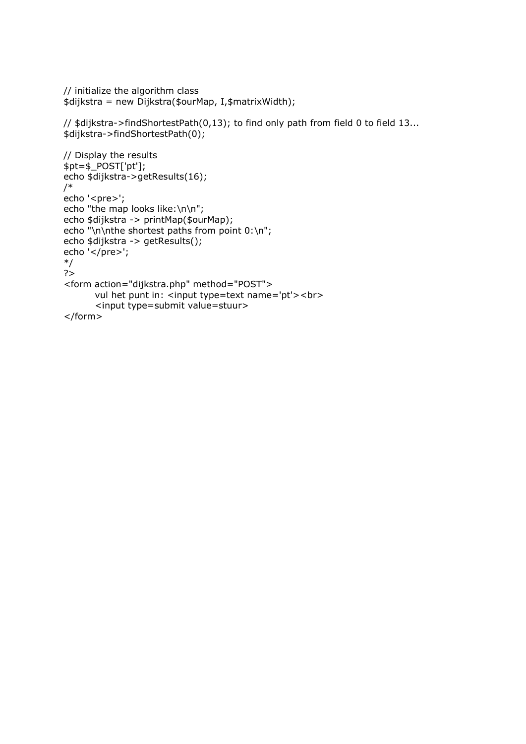```
// initialize the algorithm class
$dijkstra = new Dijkstra($ourMap, I,$matrixWidth);

// $dijkstra->findShortestPath(0,13); to find only path from field 0 to field 13...
$dijkstra->findShortestPath(0);

// Display the results
$pt=$_POST['pt'];
echo $dijkstra->getResults(16);
/*
echo '<pre>';
echo "the map looks like:\n\n";
echo $dijkstra -> printMap($ourMap);
echo "\n\nthe shortest paths from point 0:\n";
echo $dijkstra -> getResults();
echo '</pre>';
*/
?>
<form action="dijkstra.php" method="POST">
	vul het punt in: <input type=text name='pt'><br>
	<input type=submit value=stuur>
</form>
```